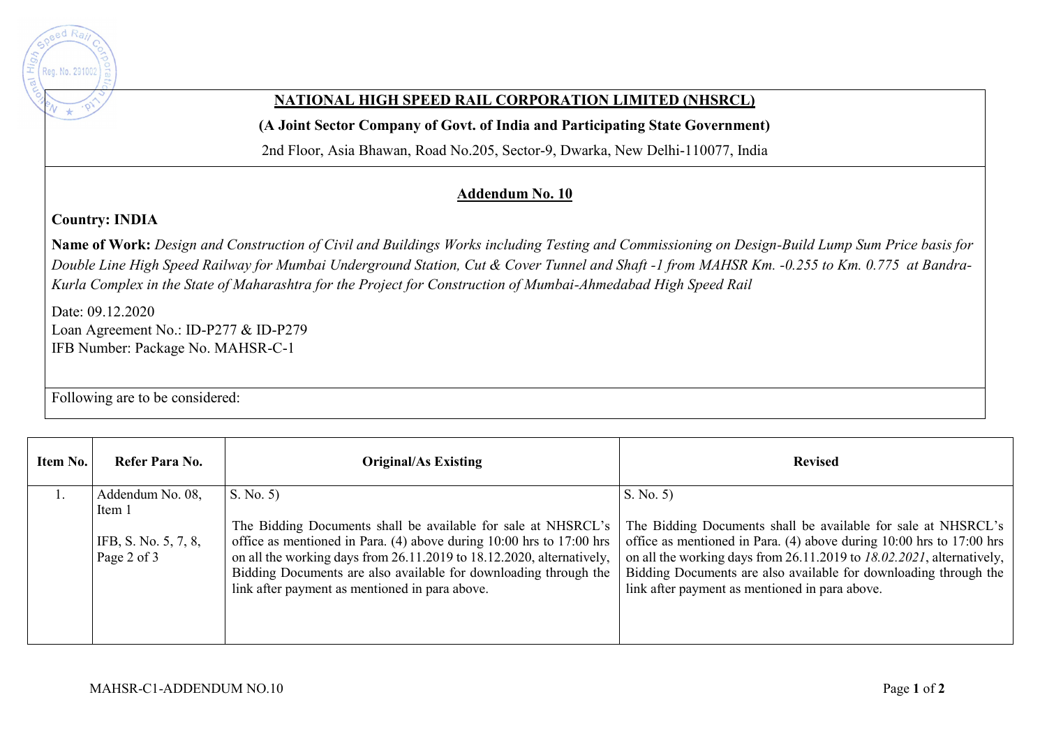**NATIONAL HIGH SPEED RAIL CORPORATION LIMITED (NHSRCL)**

**(A Joint Sector Company of Govt. of India and Participating State Government)**

2nd Floor, Asia Bhawan, Road No.205, Sector-9, Dwarka, New Delhi-110077, India

## Addendum No. 10

**Country: INDIA**

**Name of Work:** *Design and Construction of Civil and Buildings Works including Testing and Commissioning on Design-Build Lump Sum Price basis for Double Line High Speed Railway for Mumbai Underground Station, Cut & Cover Tunnel and Shaft -1 from MAHSR Km. -0.255 to Km. 0.775 at Bandra-Kurla Complex in the State of Maharashtra for the Project for Construction of Mumbai-Ahmedabad High Speed Rail*

Date: 09.12.2020
Loan Agreement No.: ID-P277 & ID-P279
IFB Number: Package No. MAHSR-C-1

Following are to be considered:

| Item No. | Refer Para No. | Original/As Existing | Revised |
|---|---|---|---|
| 1. | Addendum No. 08, Item 1<br><br>IFB, S. No. 5, 7, 8, Page 2 of 3 | S. No. 5)<br><br>The Bidding Documents shall be available for sale at NHSRCL's office as mentioned in Para. (4) above during 10:00 hrs to 17:00 hrs on all the working days from 26.11.2019 to 18.12.2020, alternatively, Bidding Documents are also available for downloading through the link after payment as mentioned in para above. | S. No. 5)<br><br>The Bidding Documents shall be available for sale at NHSRCL's office as mentioned in Para. (4) above during 10:00 hrs to 17:00 hrs on all the working days from 26.11.2019 to *18.02.2021*, alternatively, Bidding Documents are also available for downloading through the link after payment as mentioned in para above. |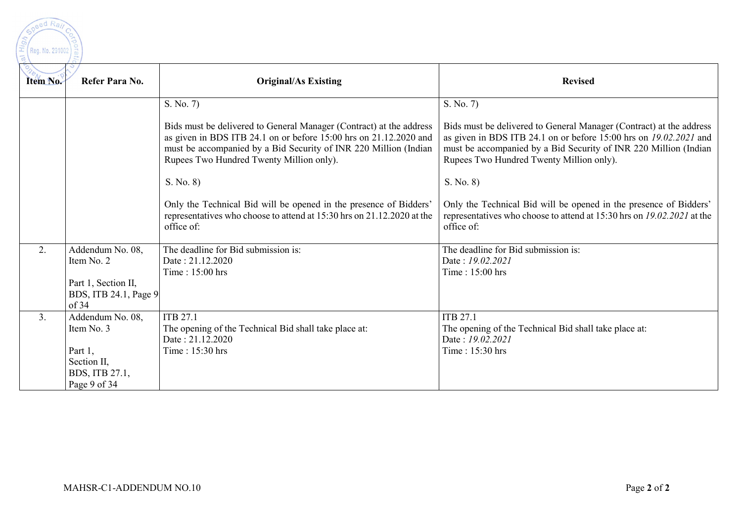| Item No. | Refer Para No. | Original/As Existing | Revised |
|---|---|---|---|
| | | S. No. 7)<br><br>Bids must be delivered to General Manager (Contract) at the address as given in BDS ITB 24.1 on or before 15:00 hrs on 21.12.2020 and must be accompanied by a Bid Security of INR 220 Million (Indian Rupees Two Hundred Twenty Million only).<br><br>S. No. 8)<br><br>Only the Technical Bid will be opened in the presence of Bidders' representatives who choose to attend at 15:30 hrs on 21.12.2020 at the office of: | S. No. 7)<br><br>Bids must be delivered to General Manager (Contract) at the address as given in BDS ITB 24.1 on or before 15:00 hrs on *19.02.2021* and must be accompanied by a Bid Security of INR 220 Million (Indian Rupees Two Hundred Twenty Million only).<br><br>S. No. 8)<br><br>Only the Technical Bid will be opened in the presence of Bidders' representatives who choose to attend at 15:30 hrs on *19.02.2021* at the office of: |
| 2. | Addendum No. 08, Item No. 2<br><br>Part 1, Section II, BDS, ITB 24.1, Page 9 of 34 | The deadline for Bid submission is:<br>Date : 21.12.2020<br>Time : 15:00 hrs | The deadline for Bid submission is:<br>Date : *19.02.2021*<br>Time : 15:00 hrs |
| 3. | Addendum No. 08, Item No. 3<br><br>Part 1,<br>Section II,<br>BDS, ITB 27.1,<br>Page 9 of 34 | ITB 27.1<br>The opening of the Technical Bid shall take place at:<br>Date : 21.12.2020<br>Time : 15:30 hrs | ITB 27.1<br>The opening of the Technical Bid shall take place at:<br>Date : *19.02.2021*<br>Time : 15:30 hrs |

MAHSR-C1-ADDENDUM NO.10